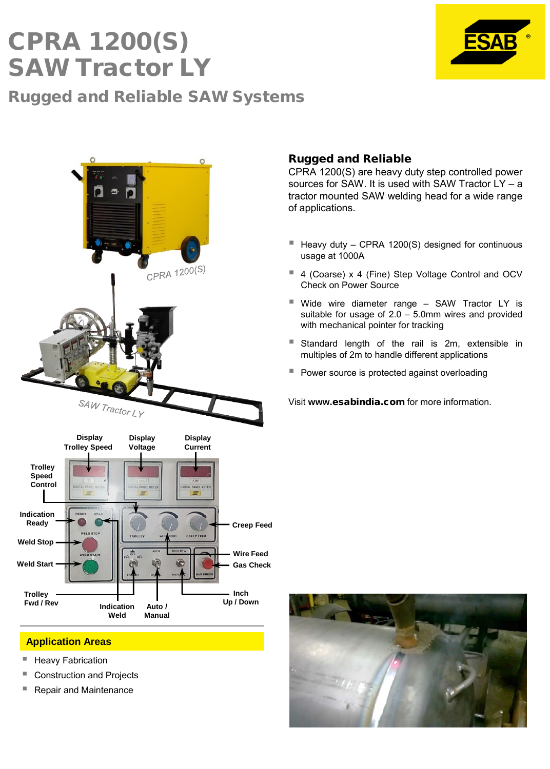# CPRA 1200(S)
# SAW Tractor LY

## Rugged and Reliable SAW Systems

CPRA 1200(S)

SAW Tractor LY

Display Trolley Speed

Display Voltage

Display Current

Trolley Speed Control

Indication Ready

Weld Stop

Weld Start

Trolley Fwd / Rev

Indication Weld

Auto / Manual

Creep Feed

Wire Feed

Gas Check

Inch Up / Down

### Application Areas

- Heavy Fabrication
- Construction and Projects
- Repair and Maintenance

### Rugged and Reliable

CPRA 1200(S) are heavy duty step controlled power sources for SAW. It is used with SAW Tractor LY – a tractor mounted SAW welding head for a wide range of applications.

- Heavy duty – CPRA 1200(S) designed for continuous usage at 1000A
- 4 (Coarse) x 4 (Fine) Step Voltage Control and OCV Check on Power Source
- Wide wire diameter range – SAW Tractor LY is suitable for usage of 2.0 – 5.0mm wires and provided with mechanical pointer for tracking
- Standard length of the rail is 2m, extensible in multiples of 2m to handle different applications
- Power source is protected against overloading

Visit **www.esabindia.com** for more information.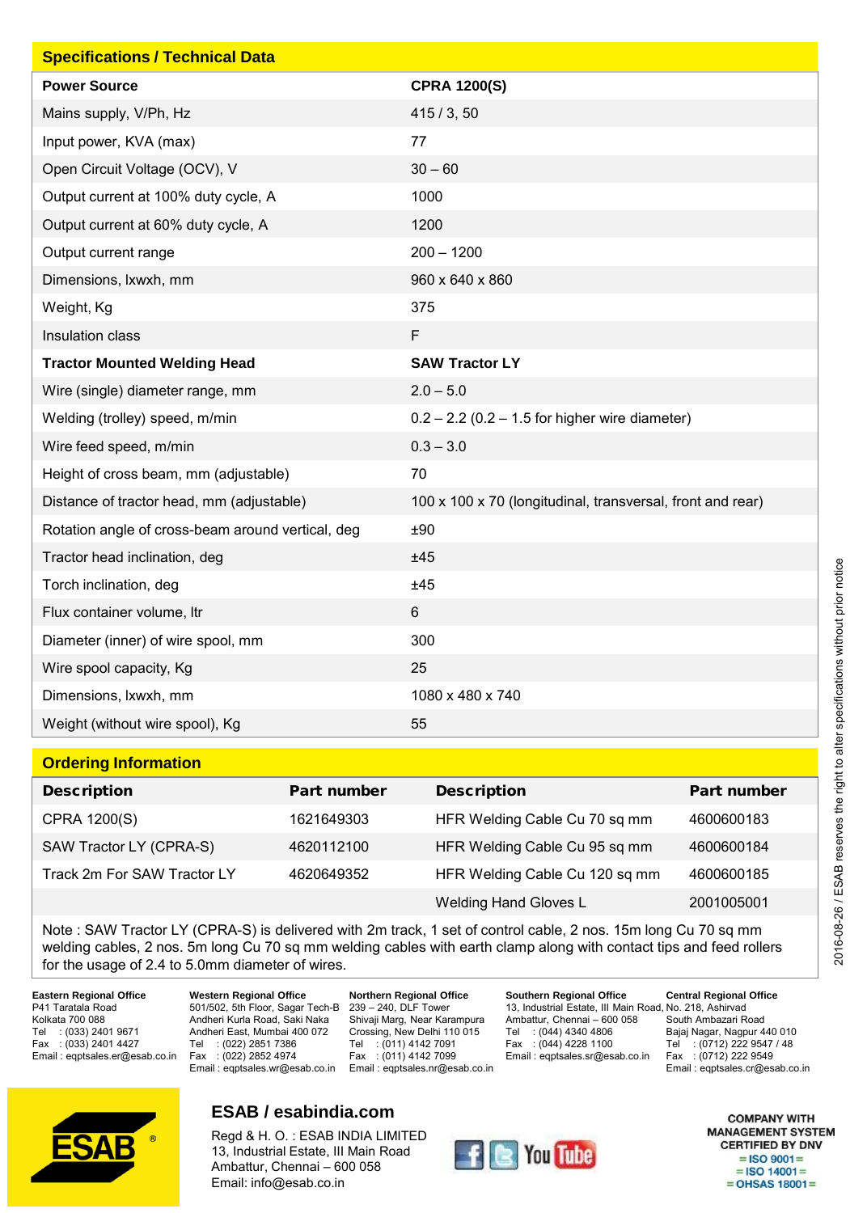## Specifications / Technical Data

| **Power Source** | **CPRA 1200(S)** |
| --- | --- |
| Mains supply, V/Ph, Hz | 415 / 3, 50 |
| Input power, KVA (max) | 77 |
| Open Circuit Voltage (OCV), V | 30 – 60 |
| Output current at 100% duty cycle, A | 1000 |
| Output current at 60% duty cycle, A | 1200 |
| Output current range | 200 – 1200 |
| Dimensions, lxwxh, mm | 960 x 640 x 860 |
| Weight, Kg | 375 |
| Insulation class | F |
| **Tractor Mounted Welding Head** | **SAW Tractor LY** |
| Wire (single) diameter range, mm | 2.0 – 5.0 |
| Welding (trolley) speed, m/min | 0.2 – 2.2 (0.2 – 1.5 for higher wire diameter) |
| Wire feed speed, m/min | 0.3 – 3.0 |
| Height of cross beam, mm (adjustable) | 70 |
| Distance of tractor head, mm (adjustable) | 100 x 100 x 70 (longitudinal, transversal, front and rear) |
| Rotation angle of cross-beam around vertical, deg | ±90 |
| Tractor head inclination, deg | ±45 |
| Torch inclination, deg | ±45 |
| Flux container volume, ltr | 6 |
| Diameter (inner) of wire spool, mm | 300 |
| Wire spool capacity, Kg | 25 |
| Dimensions, lxwxh, mm | 1080 x 480 x 740 |
| Weight (without wire spool), Kg | 55 |

## Ordering Information

| **Description** | **Part number** | **Description** | **Part number** |
| --- | --- | --- | --- |
| CPRA 1200(S) | 1621649303 | HFR Welding Cable Cu 70 sq mm | 4600600183 |
| SAW Tractor LY (CPRA-S) | 4620112100 | HFR Welding Cable Cu 95 sq mm | 4600600184 |
| Track 2m For SAW Tractor LY | 4620649352 | HFR Welding Cable Cu 120 sq mm | 4600600185 |
| | | Welding Hand Gloves L | 2001005001 |

Note : SAW Tractor LY (CPRA-S) is delivered with 2m track, 1 set of control cable, 2 nos. 15m long Cu 70 sq mm welding cables, 2 nos. 5m long Cu 70 sq mm welding cables with earth clamp along with contact tips and feed rollers for the usage of 2.4 to 5.0mm diameter of wires.

**Eastern Regional Office**
P41 Taratala Road
Kolkata 700 088
Tel : (033) 2401 9671
Fax : (033) 2401 4427
Email : eqptsales.er@esab.co.in

**Western Regional Office**
501/502, 5th Floor, Sagar Tech-B
Andheri Kurla Road, Saki Naka
Andheri East, Mumbai 400 072
Tel : (022) 2851 7386
Fax : (022) 2852 4974
Email : eqptsales.wr@esab.co.in

**Northern Regional Office**
239 – 240, DLF Tower
Shivaji Marg, Near Karampura
Crossing, New Delhi 110 015
Tel : (011) 4142 7091
Fax : (011) 4142 7099
Email : eqptsales.nr@esab.co.in

**Southern Regional Office**
13, Industrial Estate, III Main Road,
Ambattur, Chennai – 600 058
Tel : (044) 4340 4806
Fax : (044) 4228 1100
Email : eqptsales.sr@esab.co.in

**Central Regional Office**
No. 218, Ashirvad
South Ambazari Road
Bajaj Nagar, Nagpur 440 010
Tel : (0712) 222 9547 / 48
Fax : (0712) 222 9549
Email : eqptsales.cr@esab.co.in

**ESAB / esabindia.com**

Regd & H. O. : ESAB INDIA LIMITED
13, Industrial Estate, III Main Road
Ambattur, Chennai – 600 058
Email: info@esab.co.in

COMPANY WITH MANAGEMENT SYSTEM CERTIFIED BY DNV
= ISO 9001 =
= ISO 14001 =
= OHSAS 18001 =

2016-08-26 / ESAB reserves the right to alter specifications without prior notice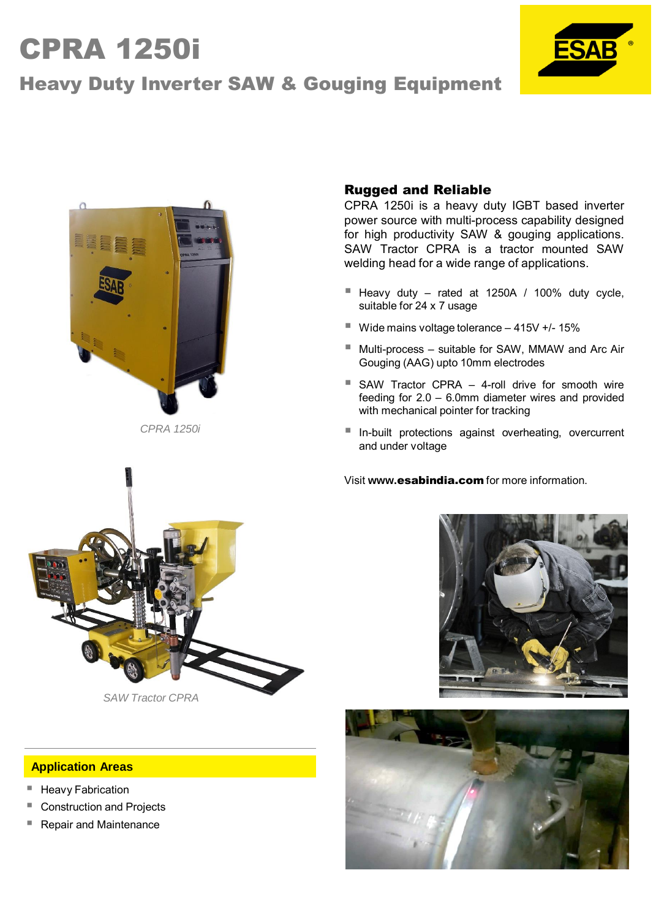# CPRA 1250i

## Heavy Duty Inverter SAW & Gouging Equipment

CPRA 1250i

SAW Tractor CPRA

### Rugged and Reliable

CPRA 1250i is a heavy duty IGBT based inverter power source with multi-process capability designed for high productivity SAW & gouging applications. SAW Tractor CPRA is a tractor mounted SAW welding head for a wide range of applications.

- Heavy duty – rated at 1250A / 100% duty cycle, suitable for 24 x 7 usage
- Wide mains voltage tolerance – 415V +/- 15%
- Multi-process – suitable for SAW, MMAW and Arc Air Gouging (AAG) upto 10mm electrodes
- SAW Tractor CPRA – 4-roll drive for smooth wire feeding for 2.0 – 6.0mm diameter wires and provided with mechanical pointer for tracking
- In-built protections against overheating, overcurrent and under voltage

Visit **www.esabindia.com** for more information.

### Application Areas

- Heavy Fabrication
- Construction and Projects
- Repair and Maintenance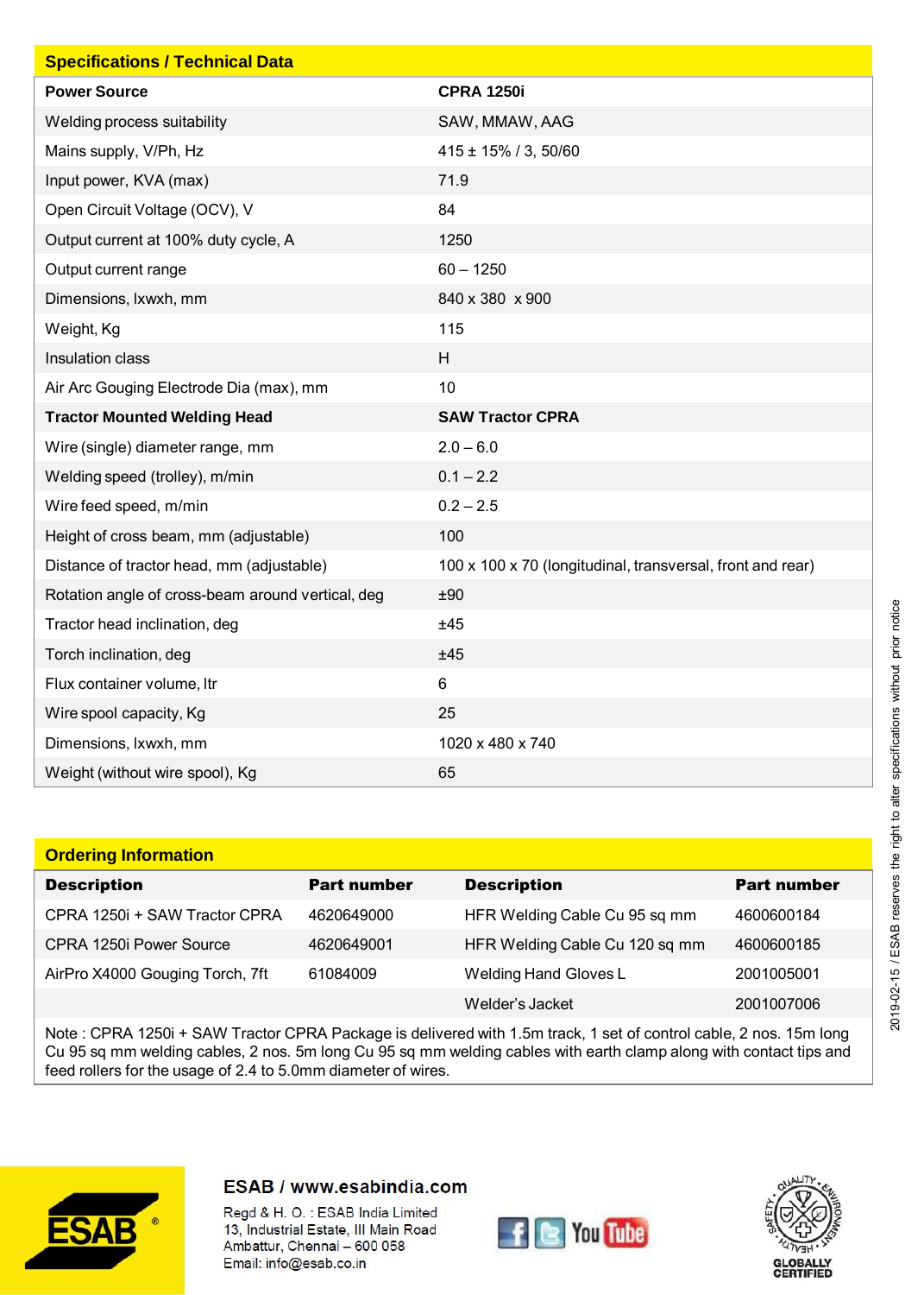## Specifications / Technical Data

| | |
|---|---|
| **Power Source** | **CPRA 1250i** |
| Welding process suitability | SAW, MMAW, AAG |
| Mains supply, V/Ph, Hz | 415 ± 15% / 3, 50/60 |
| Input power, KVA (max) | 71.9 |
| Open Circuit Voltage (OCV), V | 84 |
| Output current at 100% duty cycle, A | 1250 |
| Output current range | 60 – 1250 |
| Dimensions, lxwxh, mm | 840 x 380 x 900 |
| Weight, Kg | 115 |
| Insulation class | H |
| Air Arc Gouging Electrode Dia (max), mm | 10 |
| **Tractor Mounted Welding Head** | **SAW Tractor CPRA** |
| Wire (single) diameter range, mm | 2.0 – 6.0 |
| Welding speed (trolley), m/min | 0.1 – 2.2 |
| Wire feed speed, m/min | 0.2 – 2.5 |
| Height of cross beam, mm (adjustable) | 100 |
| Distance of tractor head, mm (adjustable) | 100 x 100 x 70 (longitudinal, transversal, front and rear) |
| Rotation angle of cross-beam around vertical, deg | ±90 |
| Tractor head inclination, deg | ±45 |
| Torch inclination, deg | ±45 |
| Flux container volume, ltr | 6 |
| Wire spool capacity, Kg | 25 |
| Dimensions, lxwxh, mm | 1020 x 480 x 740 |
| Weight (without wire spool), Kg | 65 |

## Ordering Information

| Description | Part number | Description | Part number |
|---|---|---|---|
| CPRA 1250i + SAW Tractor CPRA | 4620649000 | HFR Welding Cable Cu 95 sq mm | 4600600184 |
| CPRA 1250i Power Source | 4620649001 | HFR Welding Cable Cu 120 sq mm | 4600600185 |
| AirPro X4000 Gouging Torch, 7ft | 61084009 | Welding Hand Gloves L | 2001005001 |
| | | Welder's Jacket | 2001007006 |

Note : CPRA 1250i + SAW Tractor CPRA Package is delivered with 1.5m track, 1 set of control cable, 2 nos. 15m long Cu 95 sq mm welding cables, 2 nos. 5m long Cu 95 sq mm welding cables with earth clamp along with contact tips and feed rollers for the usage of 2.4 to 5.0mm diameter of wires.

2019-02-15 / ESAB reserves the right to alter specifications without prior notice

**ESAB / www.esabindia.com**

Regd & H. O. : ESAB India Limited
13, Industrial Estate, III Main Road
Ambattur, Chennai – 600 058
Email: info@esab.co.in

GLOBALLY CERTIFIED